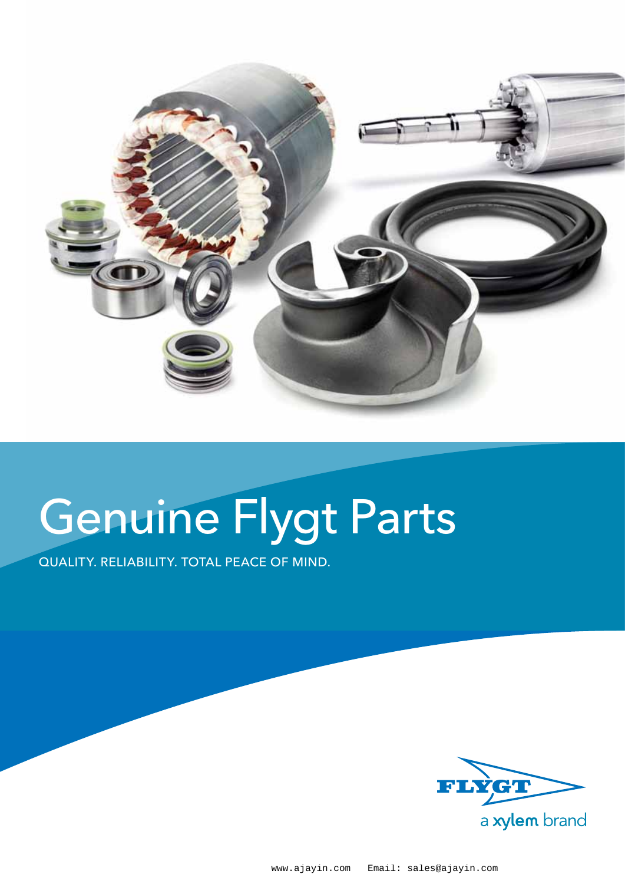# Genuine Flygt Parts

QUALITY. RELIABILITY. TOTAL PEACE OF MIND.

FLYGT

a xylem brand

www.ajayin.com Email: sales@ajayin.com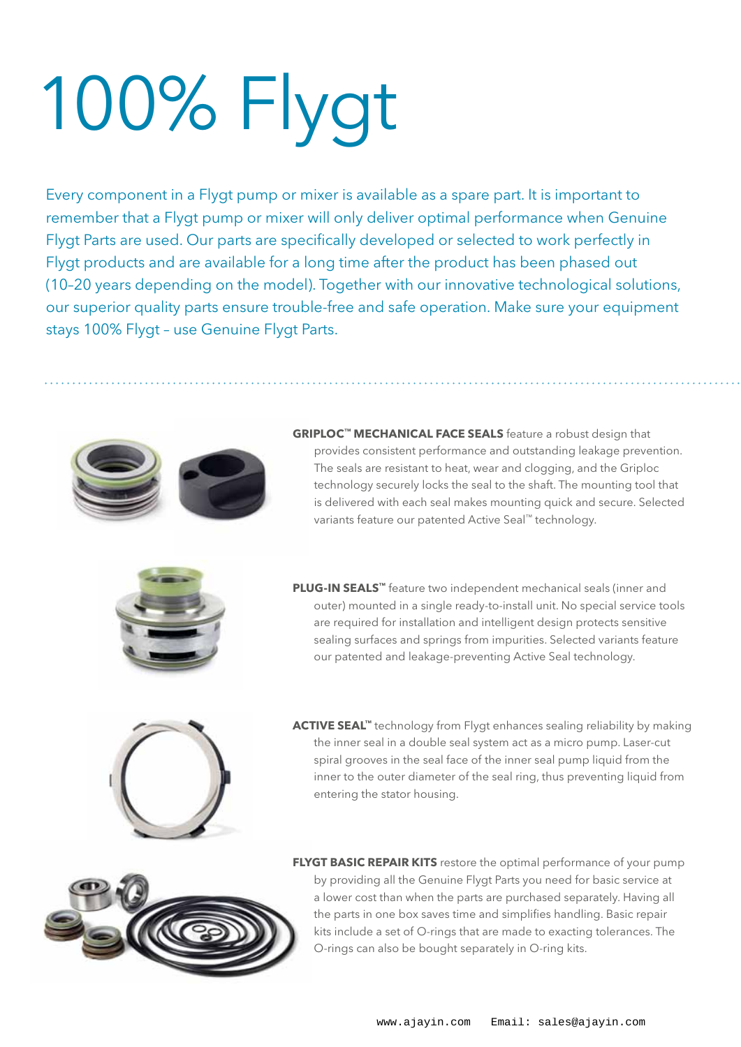# 100% Flygt

Every component in a Flygt pump or mixer is available as a spare part. It is important to remember that a Flygt pump or mixer will only deliver optimal performance when Genuine Flygt Parts are used. Our parts are specifically developed or selected to work perfectly in Flygt products and are available for a long time after the product has been phased out (10–20 years depending on the model). Together with our innovative technological solutions, our superior quality parts ensure trouble-free and safe operation. Make sure your equipment stays 100% Flygt – use Genuine Flygt Parts.

**GRIPLOC™ MECHANICAL FACE SEALS** feature a robust design that provides consistent performance and outstanding leakage prevention. The seals are resistant to heat, wear and clogging, and the Griploc technology securely locks the seal to the shaft. The mounting tool that is delivered with each seal makes mounting quick and secure. Selected variants feature our patented Active Seal™ technology.

**PLUG-IN SEALS™** feature two independent mechanical seals (inner and outer) mounted in a single ready-to-install unit. No special service tools are required for installation and intelligent design protects sensitive sealing surfaces and springs from impurities. Selected variants feature our patented and leakage-preventing Active Seal technology.

**ACTIVE SEAL™** technology from Flygt enhances sealing reliability by making the inner seal in a double seal system act as a micro pump. Laser-cut spiral grooves in the seal face of the inner seal pump liquid from the inner to the outer diameter of the seal ring, thus preventing liquid from entering the stator housing.

**FLYGT BASIC REPAIR KITS** restore the optimal performance of your pump by providing all the Genuine Flygt Parts you need for basic service at a lower cost than when the parts are purchased separately. Having all the parts in one box saves time and simplifies handling. Basic repair kits include a set of O-rings that are made to exacting tolerances. The O-rings can also be bought separately in O-ring kits.

www.ajayin.com Email: sales@ajayin.com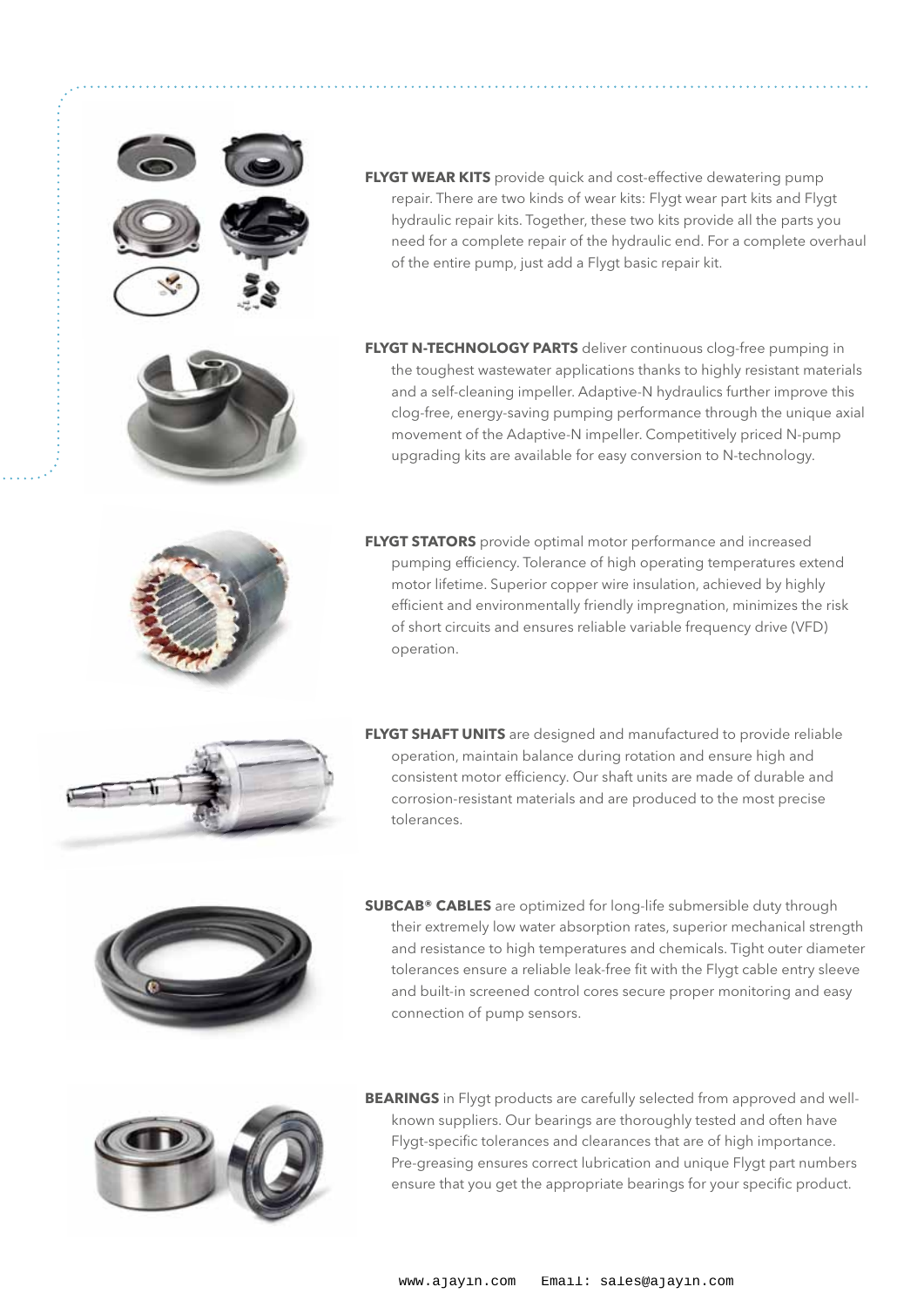**FLYGT WEAR KITS** provide quick and cost-effective dewatering pump repair. There are two kinds of wear kits: Flygt wear part kits and Flygt hydraulic repair kits. Together, these two kits provide all the parts you need for a complete repair of the hydraulic end. For a complete overhaul of the entire pump, just add a Flygt basic repair kit.

**FLYGT N-TECHNOLOGY PARTS** deliver continuous clog-free pumping in the toughest wastewater applications thanks to highly resistant materials and a self-cleaning impeller. Adaptive-N hydraulics further improve this clog-free, energy-saving pumping performance through the unique axial movement of the Adaptive-N impeller. Competitively priced N-pump upgrading kits are available for easy conversion to N-technology.

**FLYGT STATORS** provide optimal motor performance and increased pumping efficiency. Tolerance of high operating temperatures extend motor lifetime. Superior copper wire insulation, achieved by highly efficient and environmentally friendly impregnation, minimizes the risk of short circuits and ensures reliable variable frequency drive (VFD) operation.

**FLYGT SHAFT UNITS** are designed and manufactured to provide reliable operation, maintain balance during rotation and ensure high and consistent motor efficiency. Our shaft units are made of durable and corrosion-resistant materials and are produced to the most precise tolerances.

**SUBCAB® CABLES** are optimized for long-life submersible duty through their extremely low water absorption rates, superior mechanical strength and resistance to high temperatures and chemicals. Tight outer diameter tolerances ensure a reliable leak-free fit with the Flygt cable entry sleeve and built-in screened control cores secure proper monitoring and easy connection of pump sensors.

**BEARINGS** in Flygt products are carefully selected from approved and well-known suppliers. Our bearings are thoroughly tested and often have Flygt-specific tolerances and clearances that are of high importance. Pre-greasing ensures correct lubrication and unique Flygt part numbers ensure that you get the appropriate bearings for your specific product.

www.ajayin.com Email: sales@ajayin.com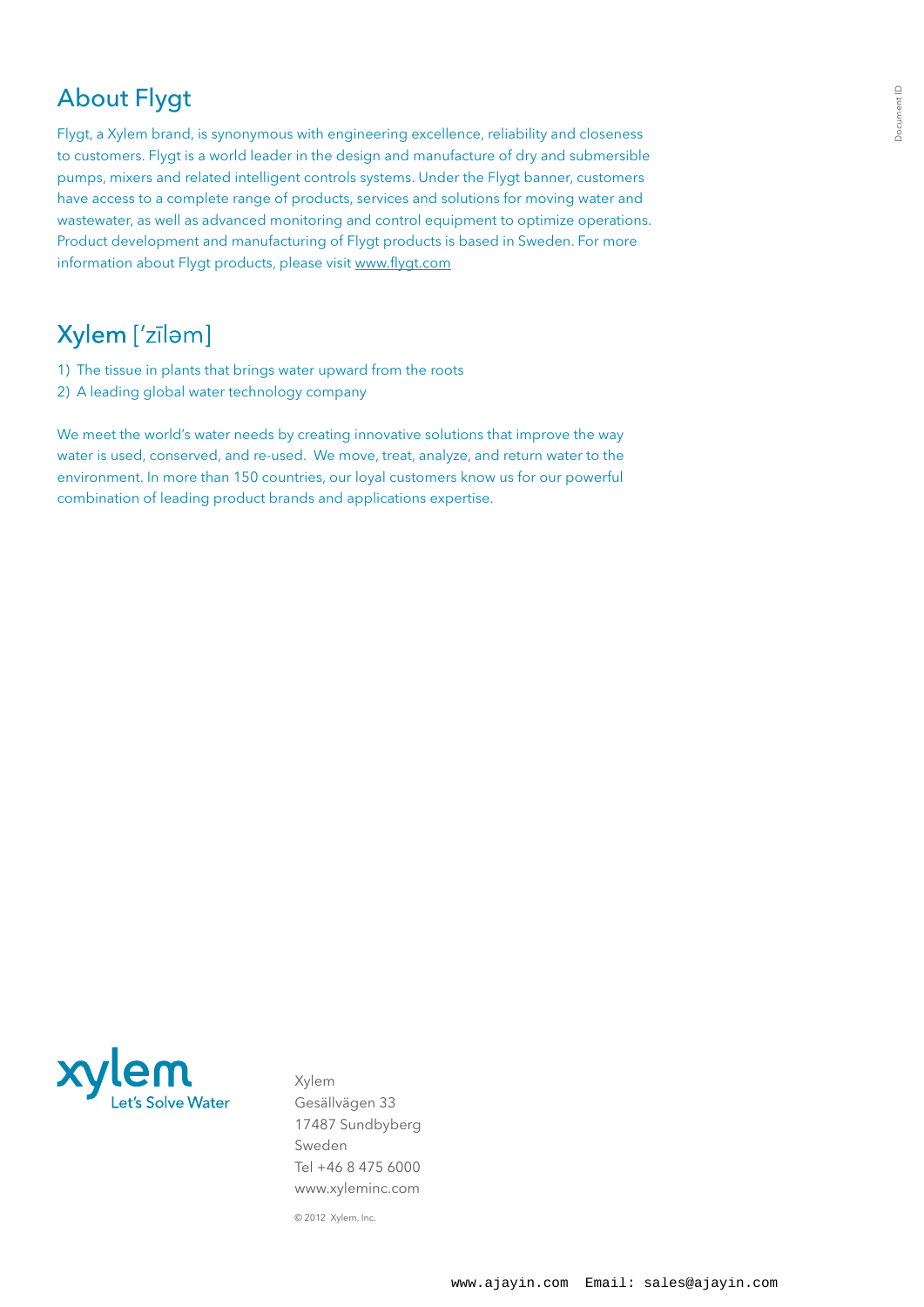## About Flygt

Flygt, a Xylem brand, is synonymous with engineering excellence, reliability and closeness to customers. Flygt is a world leader in the design and manufacture of dry and submersible pumps, mixers and related intelligent controls systems. Under the Flygt banner, customers have access to a complete range of products, services and solutions for moving water and wastewater, as well as advanced monitoring and control equipment to optimize operations. Product development and manufacturing of Flygt products is based in Sweden. For more information about Flygt products, please visit www.flygt.com

## Xylem ['zīləm]

1) The tissue in plants that brings water upward from the roots
2) A leading global water technology company

We meet the world's water needs by creating innovative solutions that improve the way water is used, conserved, and re-used. We move, treat, analyze, and return water to the environment. In more than 150 countries, our loyal customers know us for our powerful combination of leading product brands and applications expertise.

xylem
Let's Solve Water

Xylem
Gesällvägen 33
17487 Sundbyberg
Sweden
Tel +46 8 475 6000
www.xyleminc.com

© 2012 Xylem, Inc.

www.ajayin.com Email: sales@ajayin.com